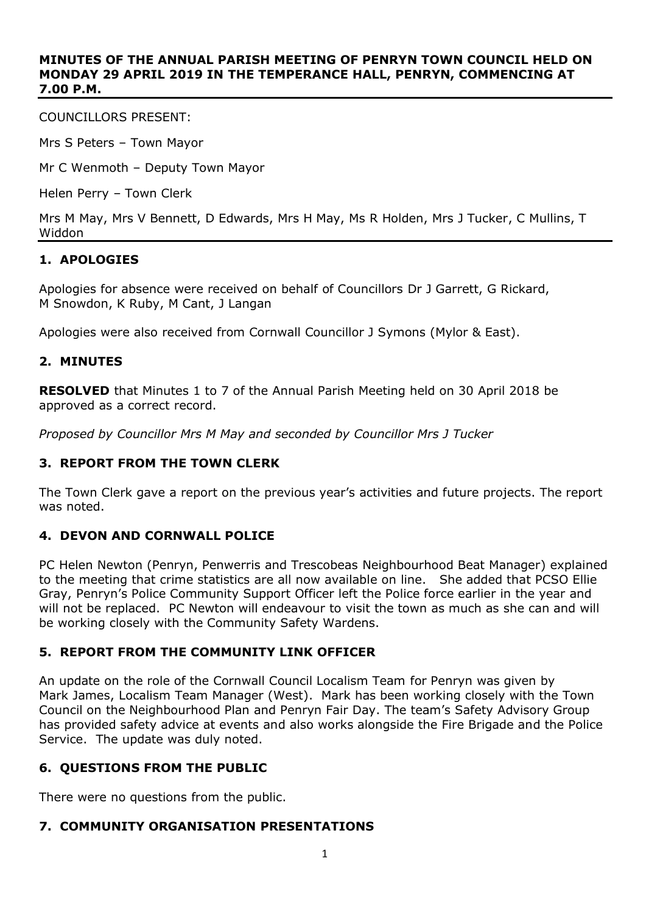# MINUTES OF THE ANNUAL PARISH MEETING OF PENRYN TOWN COUNCIL HELD ON MONDAY 29 APRIL 2019 IN THE TEMPERANCE HALL, PENRYN, COMMENCING AT 7.00 P.M.

COUNCILLORS PRESENT:

Mrs S Peters – Town Mayor

Mr C Wenmoth – Deputy Town Mayor

Helen Perry – Town Clerk

Mrs M May, Mrs V Bennett, D Edwards, Mrs H May, Ms R Holden, Mrs J Tucker, C Mullins, T Widdon

## 1. APOLOGIES

Apologies for absence were received on behalf of Councillors Dr J Garrett, G Rickard, M Snowdon, K Ruby, M Cant, J Langan

Apologies were also received from Cornwall Councillor J Symons (Mylor & East).

## 2. MINUTES

**RESOLVED** that Minutes 1 to 7 of the Annual Parish Meeting held on 30 April 2018 be approved as a correct record.

*Proposed by Councillor Mrs M May and seconded by Councillor Mrs J Tucker*

## 3. REPORT FROM THE TOWN CLERK

The Town Clerk gave a report on the previous year's activities and future projects. The report was noted.

## 4. DEVON AND CORNWALL POLICE

PC Helen Newton (Penryn, Penwerris and Trescobeas Neighbourhood Beat Manager) explained to the meeting that crime statistics are all now available on line. She added that PCSO Ellie Gray, Penryn's Police Community Support Officer left the Police force earlier in the year and will not be replaced. PC Newton will endeavour to visit the town as much as she can and will be working closely with the Community Safety Wardens.

## 5. REPORT FROM THE COMMUNITY LINK OFFICER

An update on the role of the Cornwall Council Localism Team for Penryn was given by Mark James, Localism Team Manager (West). Mark has been working closely with the Town Council on the Neighbourhood Plan and Penryn Fair Day. The team's Safety Advisory Group has provided safety advice at events and also works alongside the Fire Brigade and the Police Service. The update was duly noted.

## 6. QUESTIONS FROM THE PUBLIC

There were no questions from the public.

## 7. COMMUNITY ORGANISATION PRESENTATIONS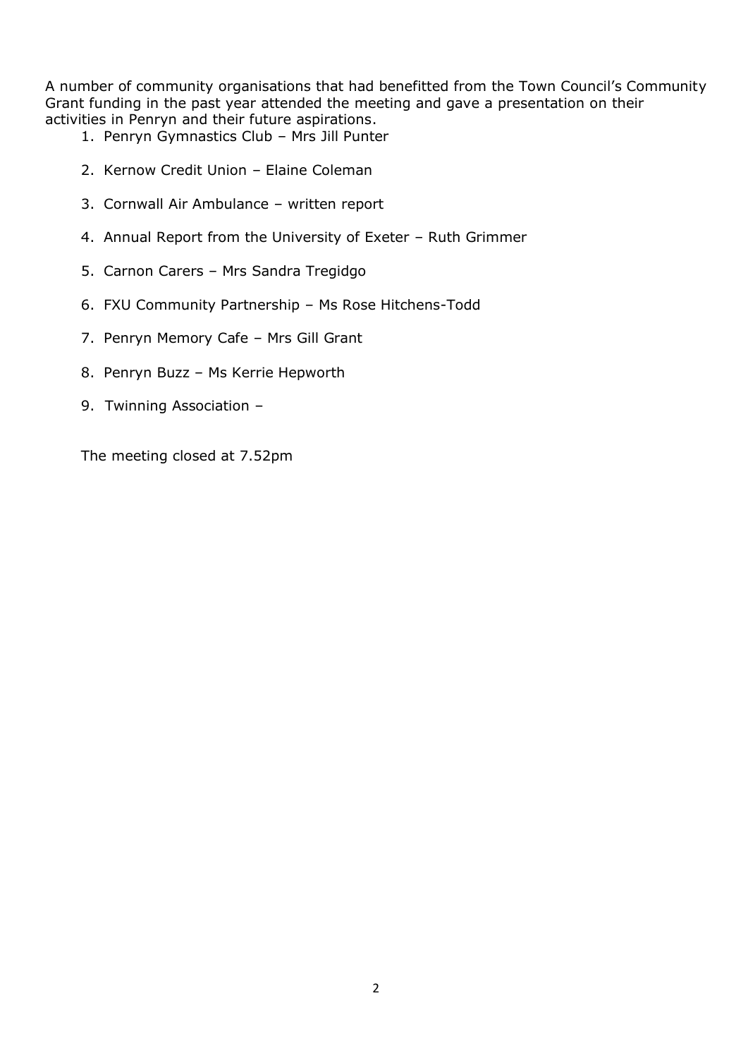A number of community organisations that had benefitted from the Town Council's Community Grant funding in the past year attended the meeting and gave a presentation on their activities in Penryn and their future aspirations.

1. Penryn Gymnastics Club – Mrs Jill Punter
2. Kernow Credit Union – Elaine Coleman
3. Cornwall Air Ambulance – written report
4. Annual Report from the University of Exeter – Ruth Grimmer
5. Carnon Carers – Mrs Sandra Tregidgo
6. FXU Community Partnership – Ms Rose Hitchens-Todd
7. Penryn Memory Cafe – Mrs Gill Grant
8. Penryn Buzz – Ms Kerrie Hepworth
9. Twinning Association –

The meeting closed at 7.52pm